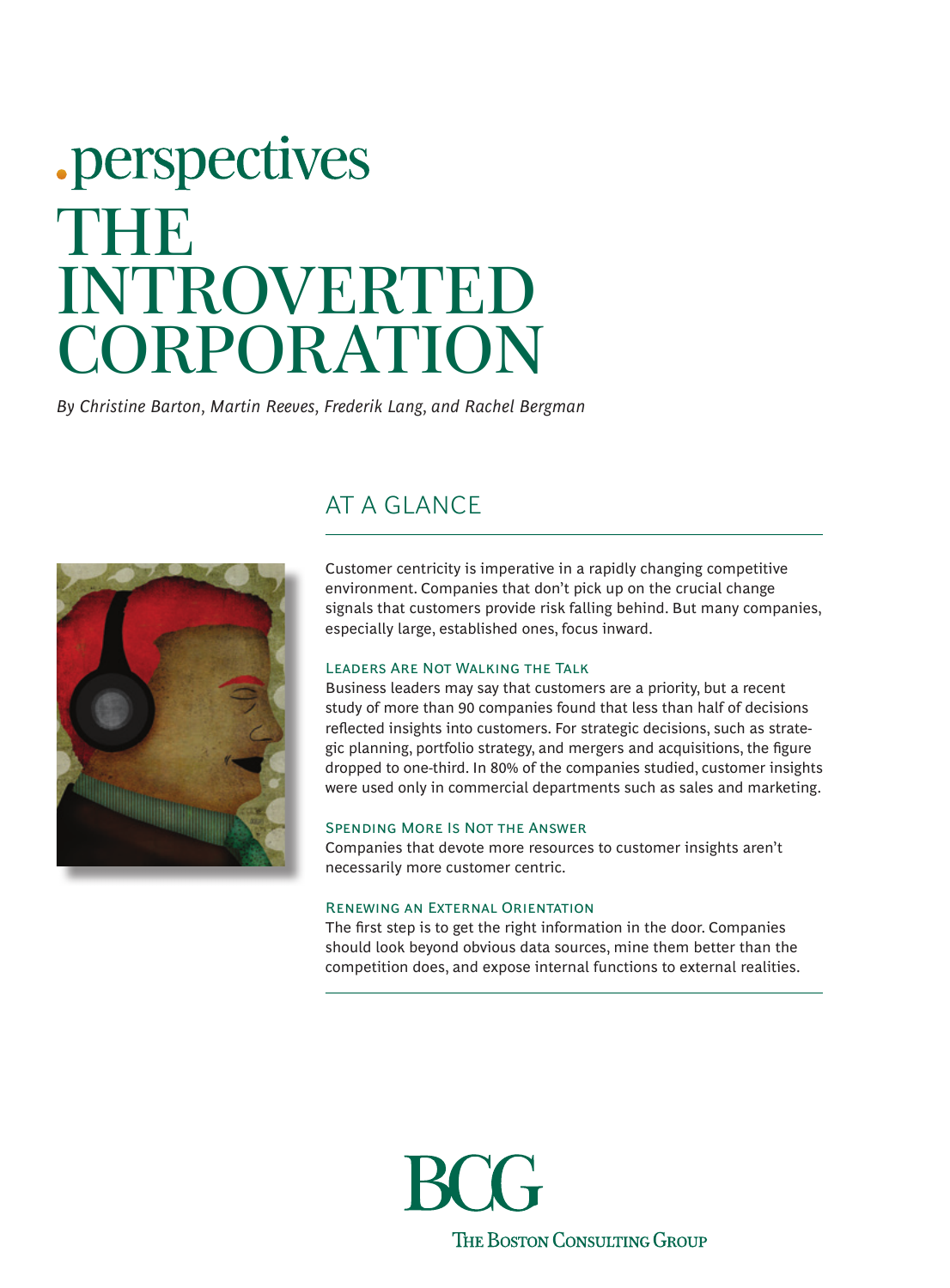.perspectives

# THE INTROVERTED CORPORATION

*By Christine Barton, Martin Reeves, Frederik Lang, and Rachel Bergman*

## AT A GLANCE

Customer centricity is imperative in a rapidly changing competitive environment. Companies that don't pick up on the crucial change signals that customers provide risk falling behind. But many companies, especially large, established ones, focus inward.

### Leaders Are Not Walking the Talk

Business leaders may say that customers are a priority, but a recent study of more than 90 companies found that less than half of decisions reflected insights into customers. For strategic decisions, such as strategic planning, portfolio strategy, and mergers and acquisitions, the figure dropped to one-third. In 80% of the companies studied, customer insights were used only in commercial departments such as sales and marketing.

### Spending More Is Not the Answer

Companies that devote more resources to customer insights aren't necessarily more customer centric.

### Renewing an External Orientation

The first step is to get the right information in the door. Companies should look beyond obvious data sources, mine them better than the competition does, and expose internal functions to external realities.

BCG

The Boston Consulting Group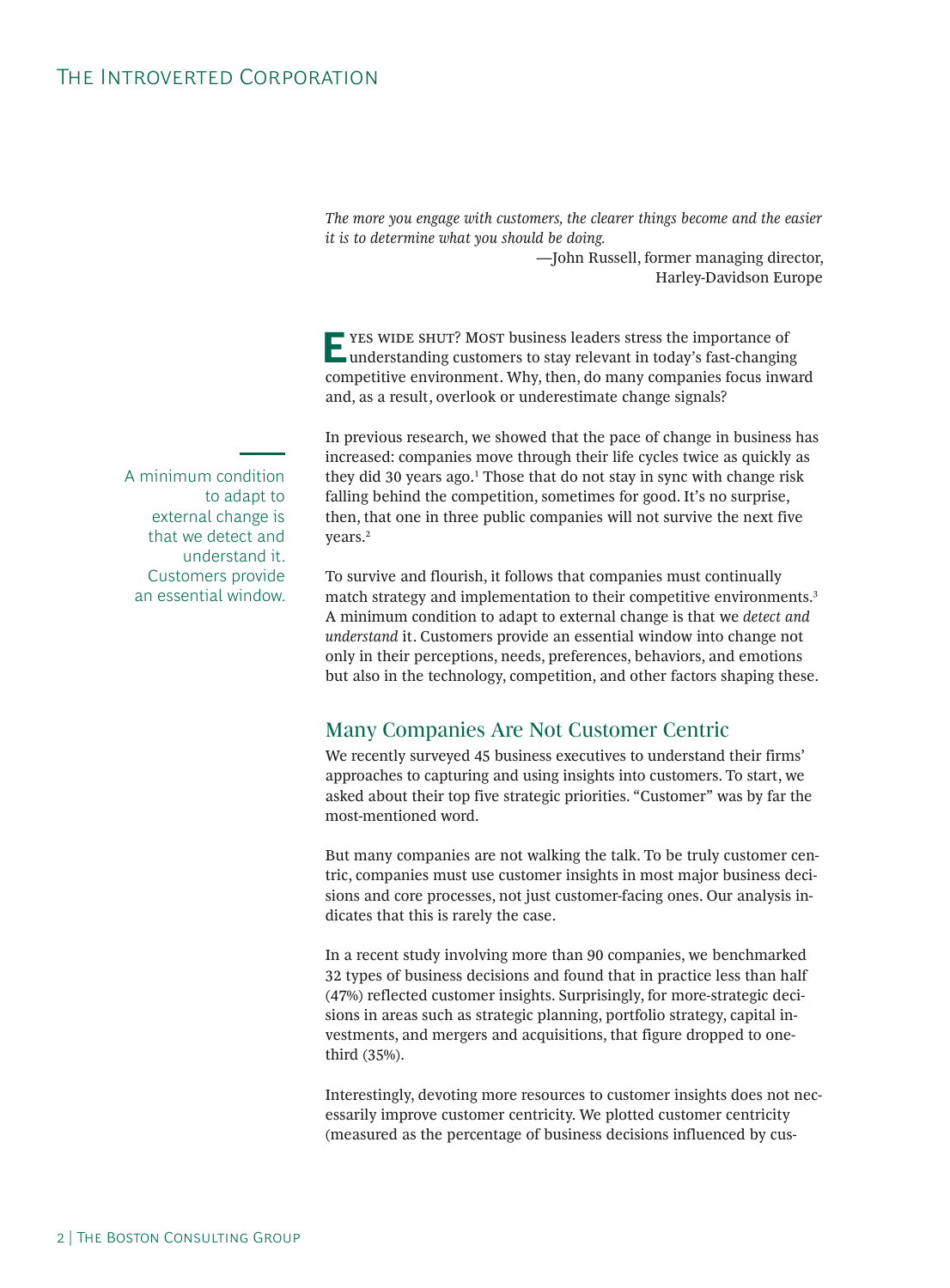*The more you engage with customers, the clearer things become and the easier it is to determine what you should be doing.*

—John Russell, former managing director, Harley-Davidson Europe

Eyes wide shut? Most business leaders stress the importance of understanding customers to stay relevant in today's fast-changing competitive environment. Why, then, do many companies focus inward and, as a result, overlook or underestimate change signals?

In previous research, we showed that the pace of change in business has increased: companies move through their life cycles twice as quickly as they did 30 years ago.[1] Those that do not stay in sync with change risk falling behind the competition, sometimes for good. It's no surprise, then, that one in three public companies will not survive the next five years.[2]

> A minimum condition to adapt to external change is that we detect and understand it. Customers provide an essential window.

To survive and flourish, it follows that companies must continually match strategy and implementation to their competitive environments.[3] A minimum condition to adapt to external change is that we *detect and understand* it. Customers provide an essential window into change not only in their perceptions, needs, preferences, behaviors, and emotions but also in the technology, competition, and other factors shaping these.

## Many Companies Are Not Customer Centric

We recently surveyed 45 business executives to understand their firms' approaches to capturing and using insights into customers. To start, we asked about their top five strategic priorities. "Customer" was by far the most-mentioned word.

But many companies are not walking the talk. To be truly customer centric, companies must use customer insights in most major business decisions and core processes, not just customer-facing ones. Our analysis indicates that this is rarely the case.

In a recent study involving more than 90 companies, we benchmarked 32 types of business decisions and found that in practice less than half (47%) reflected customer insights. Surprisingly, for more-strategic decisions in areas such as strategic planning, portfolio strategy, capital investments, and mergers and acquisitions, that figure dropped to one-third (35%).

Interestingly, devoting more resources to customer insights does not necessarily improve customer centricity. We plotted customer centricity (measured as the percentage of business decisions influenced by cus-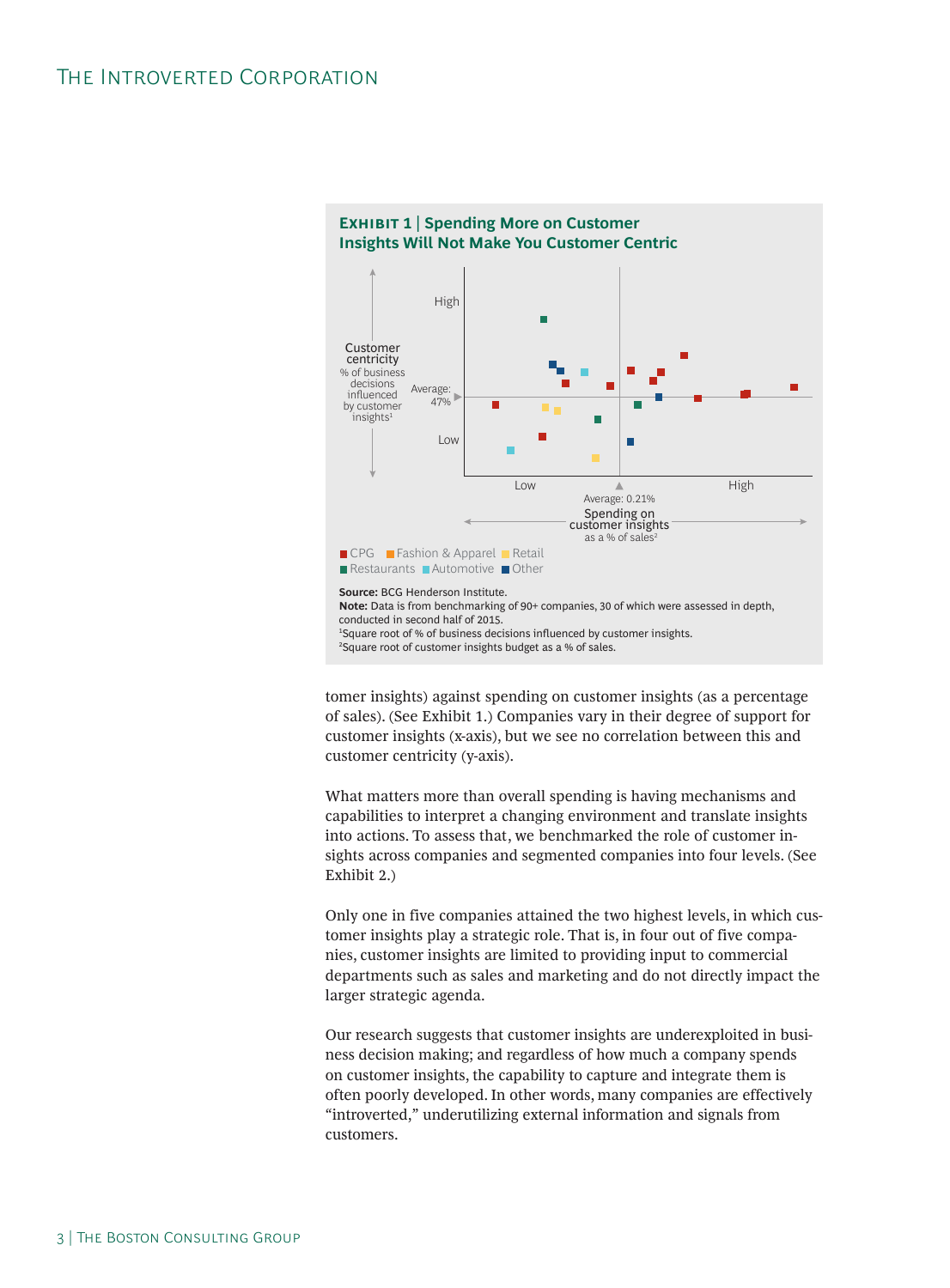**EXHIBIT 1 | Spending More on Customer Insights Will Not Make You Customer Centric**

Customer centricity
% of business decisions influenced by customer insights[1]

High

Average: 47%

Low

Low

Average: 0.21%

High

Spending on customer insights
as a % of sales[2]

■ CPG ■ Fashion & Apparel ■ Retail
■ Restaurants ■ Automotive ■ Other

**Source:** BCG Henderson Institute.
**Note:** Data is from benchmarking of 90+ companies, 30 of which were assessed in depth, conducted in second half of 2015.
[1]Square root of % of business decisions influenced by customer insights.
[2]Square root of customer insights budget as a % of sales.

tomer insights) against spending on customer insights (as a percentage of sales). (See Exhibit 1.) Companies vary in their degree of support for customer insights (x-axis), but we see no correlation between this and customer centricity (y-axis).

What matters more than overall spending is having mechanisms and capabilities to interpret a changing environment and translate insights into actions. To assess that, we benchmarked the role of customer insights across companies and segmented companies into four levels. (See Exhibit 2.)

Only one in five companies attained the two highest levels, in which customer insights play a strategic role. That is, in four out of five companies, customer insights are limited to providing input to commercial departments such as sales and marketing and do not directly impact the larger strategic agenda.

Our research suggests that customer insights are underexploited in business decision making; and regardless of how much a company spends on customer insights, the capability to capture and integrate them is often poorly developed. In other words, many companies are effectively "introverted," underutilizing external information and signals from customers.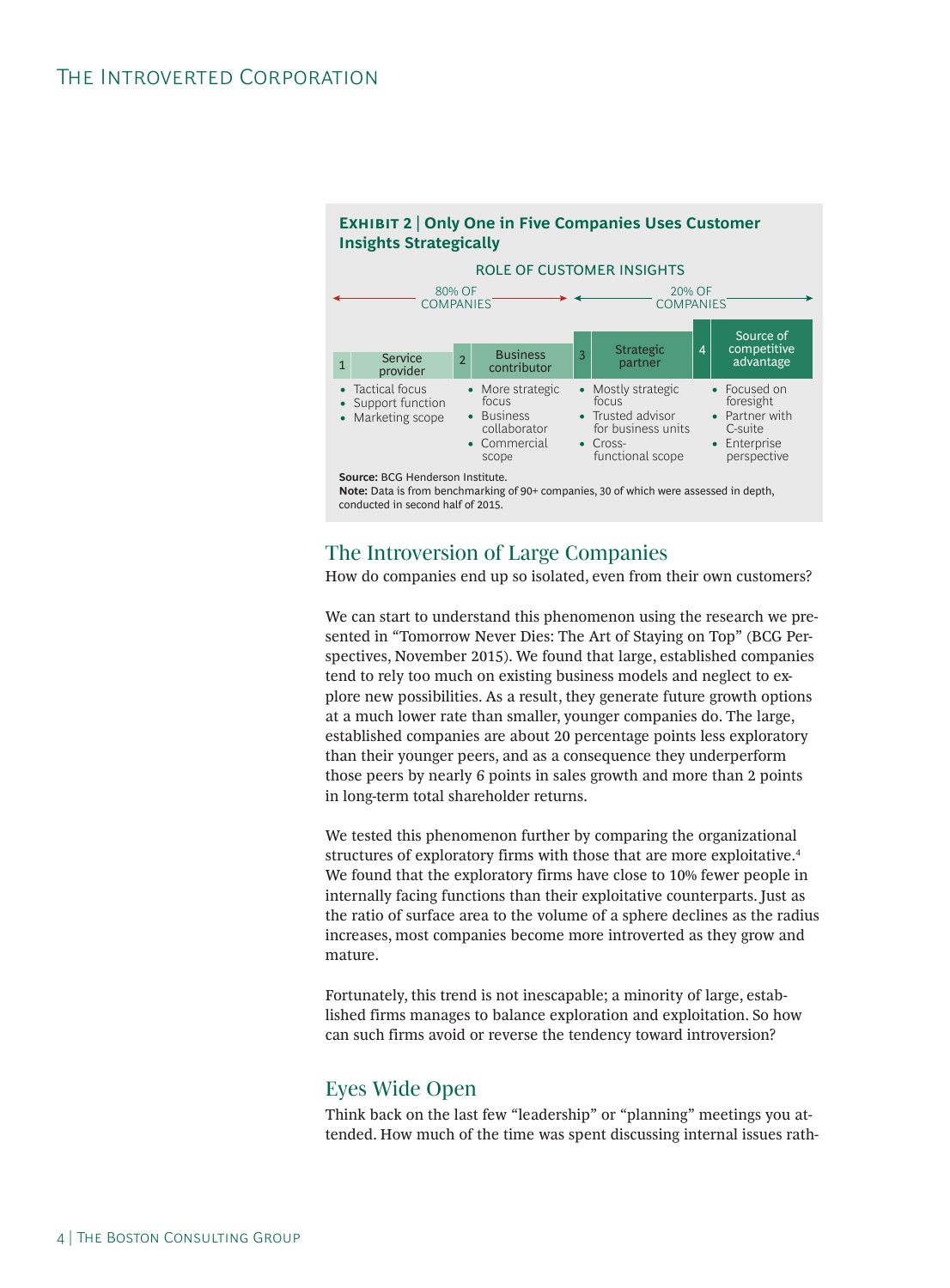**Exhibit 2 | Only One in Five Companies Uses Customer Insights Strategically**

ROLE OF CUSTOMER INSIGHTS

| 80% OF COMPANIES | | 20% OF COMPANIES | |
|---|---|---|---|
| 1 Service provider | 2 Business contributor | 3 Strategic partner | 4 Source of competitive advantage |
| • Tactical focus<br>• Support function<br>• Marketing scope | • More strategic focus<br>• Business collaborator<br>• Commercial scope | • Mostly strategic focus<br>• Trusted advisor for business units<br>• Cross-functional scope | • Focused on foresight<br>• Partner with C-suite<br>• Enterprise perspective |

**Source:** BCG Henderson Institute.
**Note:** Data is from benchmarking of 90+ companies, 30 of which were assessed in depth, conducted in second half of 2015.

## The Introversion of Large Companies

How do companies end up so isolated, even from their own customers?

We can start to understand this phenomenon using the research we presented in "Tomorrow Never Dies: The Art of Staying on Top" (BCG Perspectives, November 2015). We found that large, established companies tend to rely too much on existing business models and neglect to explore new possibilities. As a result, they generate future growth options at a much lower rate than smaller, younger companies do. The large, established companies are about 20 percentage points less exploratory than their younger peers, and as a consequence they underperform those peers by nearly 6 points in sales growth and more than 2 points in long-term total shareholder returns.

We tested this phenomenon further by comparing the organizational structures of exploratory firms with those that are more exploitative.[4] We found that the exploratory firms have close to 10% fewer people in internally facing functions than their exploitative counterparts. Just as the ratio of surface area to the volume of a sphere declines as the radius increases, most companies become more introverted as they grow and mature.

Fortunately, this trend is not inescapable; a minority of large, established firms manages to balance exploration and exploitation. So how can such firms avoid or reverse the tendency toward introversion?

## Eyes Wide Open

Think back on the last few "leadership" or "planning" meetings you attended. How much of the time was spent discussing internal issues rath-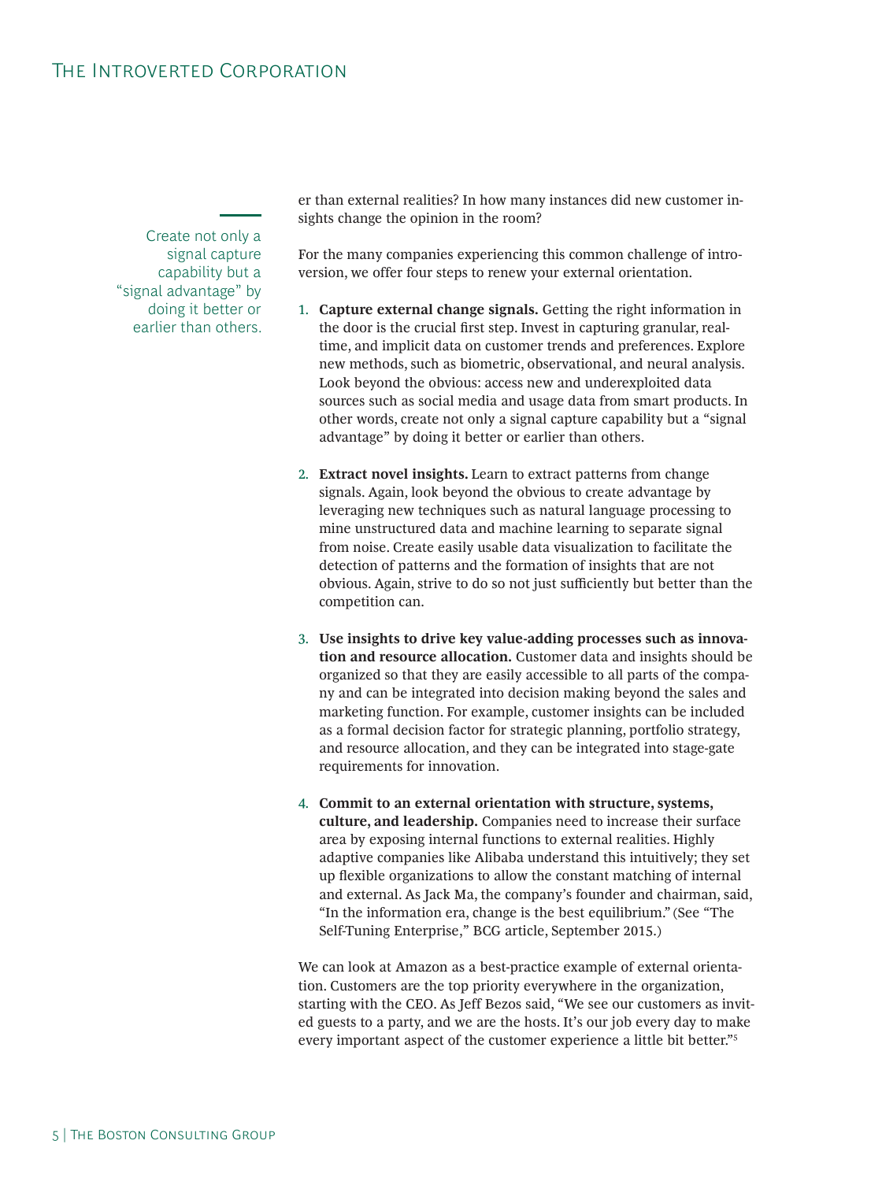er than external realities? In how many instances did new customer insights change the opinion in the room?

> Create not only a signal capture capability but a "signal advantage" by doing it better or earlier than others.

For the many companies experiencing this common challenge of introversion, we offer four steps to renew your external orientation.

1. **Capture external change signals.** Getting the right information in the door is the crucial first step. Invest in capturing granular, real-time, and implicit data on customer trends and preferences. Explore new methods, such as biometric, observational, and neural analysis. Look beyond the obvious: access new and underexploited data sources such as social media and usage data from smart products. In other words, create not only a signal capture capability but a "signal advantage" by doing it better or earlier than others.

2. **Extract novel insights.** Learn to extract patterns from change signals. Again, look beyond the obvious to create advantage by leveraging new techniques such as natural language processing to mine unstructured data and machine learning to separate signal from noise. Create easily usable data visualization to facilitate the detection of patterns and the formation of insights that are not obvious. Again, strive to do so not just sufficiently but better than the competition can.

3. **Use insights to drive key value-adding processes such as innovation and resource allocation.** Customer data and insights should be organized so that they are easily accessible to all parts of the company and can be integrated into decision making beyond the sales and marketing function. For example, customer insights can be included as a formal decision factor for strategic planning, portfolio strategy, and resource allocation, and they can be integrated into stage-gate requirements for innovation.

4. **Commit to an external orientation with structure, systems, culture, and leadership.** Companies need to increase their surface area by exposing internal functions to external realities. Highly adaptive companies like Alibaba understand this intuitively; they set up flexible organizations to allow the constant matching of internal and external. As Jack Ma, the company's founder and chairman, said, "In the information era, change is the best equilibrium." (See "The Self-Tuning Enterprise," BCG article, September 2015.)

We can look at Amazon as a best-practice example of external orientation. Customers are the top priority everywhere in the organization, starting with the CEO. As Jeff Bezos said, "We see our customers as invited guests to a party, and we are the hosts. It's our job every day to make every important aspect of the customer experience a little bit better."[5]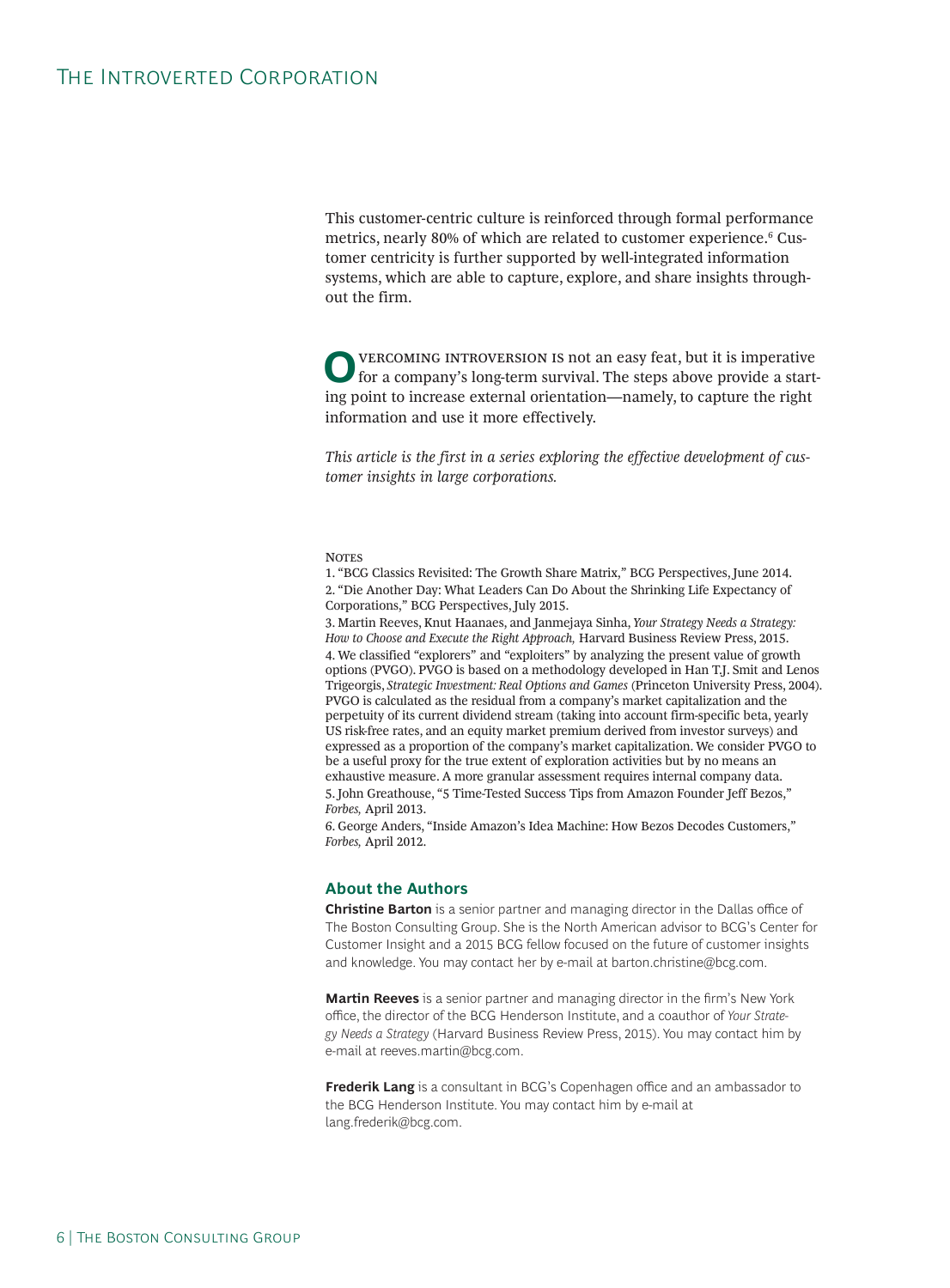This customer-centric culture is reinforced through formal performance metrics, nearly 80% of which are related to customer experience.[6] Customer centricity is further supported by well-integrated information systems, which are able to capture, explore, and share insights throughout the firm.

Overcoming introversion is not an easy feat, but it is imperative for a company's long-term survival. The steps above provide a starting point to increase external orientation—namely, to capture the right information and use it more effectively.

*This article is the first in a series exploring the effective development of customer insights in large corporations.*

Notes

1. "BCG Classics Revisited: The Growth Share Matrix," BCG Perspectives, June 2014.
2. "Die Another Day: What Leaders Can Do About the Shrinking Life Expectancy of Corporations," BCG Perspectives, July 2015.
3. Martin Reeves, Knut Haanaes, and Janmejaya Sinha, *Your Strategy Needs a Strategy: How to Choose and Execute the Right Approach,* Harvard Business Review Press, 2015.
4. We classified "explorers" and "exploiters" by analyzing the present value of growth options (PVGO). PVGO is based on a methodology developed in Han T.J. Smit and Lenos Trigeorgis, *Strategic Investment: Real Options and Games* (Princeton University Press, 2004). PVGO is calculated as the residual from a company's market capitalization and the perpetuity of its current dividend stream (taking into account firm-specific beta, yearly US risk-free rates, and an equity market premium derived from investor surveys) and expressed as a proportion of the company's market capitalization. We consider PVGO to be a useful proxy for the true extent of exploration activities but by no means an exhaustive measure. A more granular assessment requires internal company data.
5. John Greathouse, "5 Time-Tested Success Tips from Amazon Founder Jeff Bezos," *Forbes,* April 2013.
6. George Anders, "Inside Amazon's Idea Machine: How Bezos Decodes Customers," *Forbes,* April 2012.

## About the Authors

**Christine Barton** is a senior partner and managing director in the Dallas office of The Boston Consulting Group. She is the North American advisor to BCG's Center for Customer Insight and a 2015 BCG fellow focused on the future of customer insights and knowledge. You may contact her by e-mail at barton.christine@bcg.com.

**Martin Reeves** is a senior partner and managing director in the firm's New York office, the director of the BCG Henderson Institute, and a coauthor of *Your Strategy Needs a Strategy* (Harvard Business Review Press, 2015). You may contact him by e-mail at reeves.martin@bcg.com.

**Frederik Lang** is a consultant in BCG's Copenhagen office and an ambassador to the BCG Henderson Institute. You may contact him by e-mail at lang.frederik@bcg.com.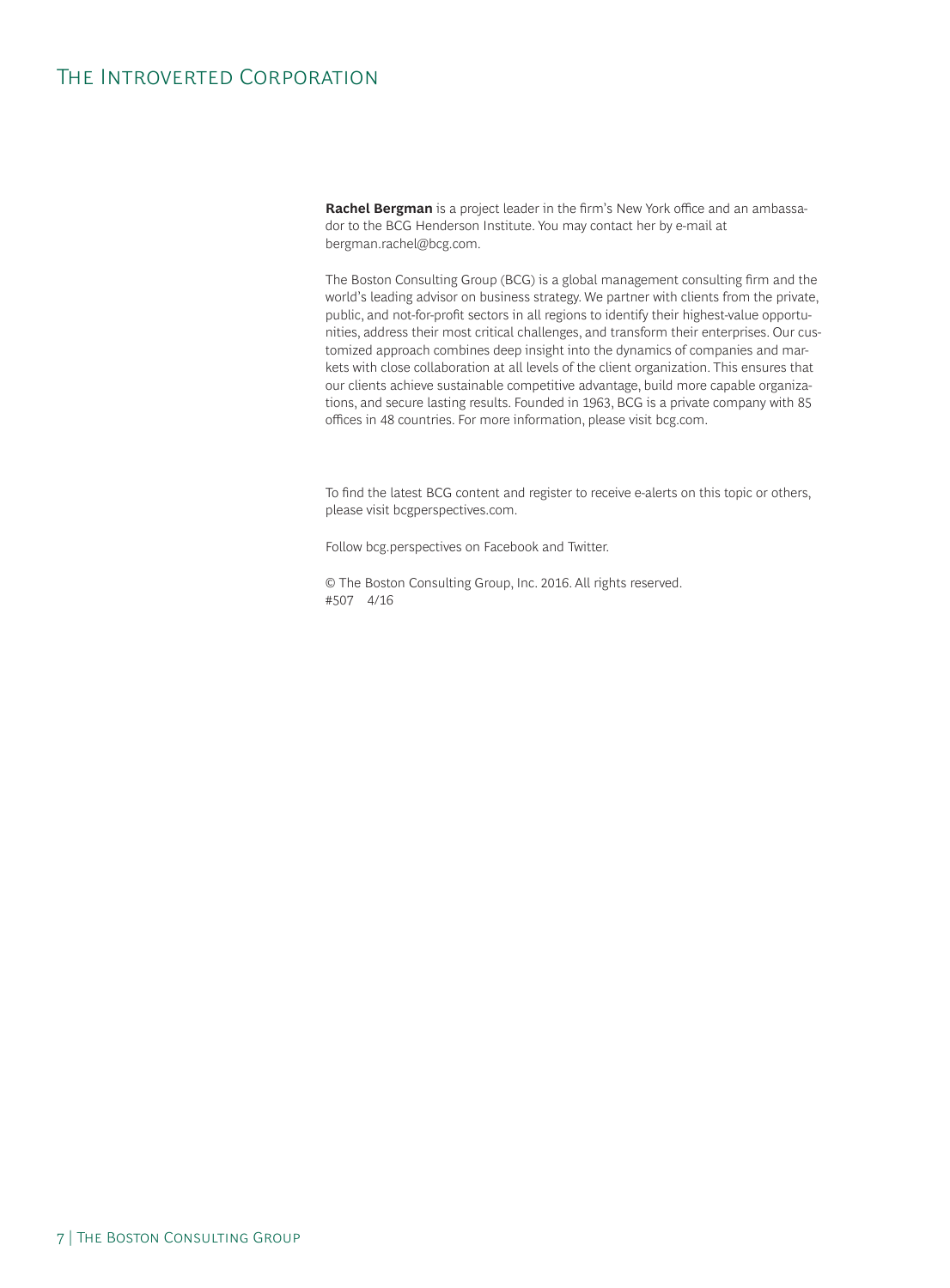**Rachel Bergman** is a project leader in the firm's New York office and an ambassador to the BCG Henderson Institute. You may contact her by e-mail at bergman.rachel@bcg.com.

The Boston Consulting Group (BCG) is a global management consulting firm and the world's leading advisor on business strategy. We partner with clients from the private, public, and not-for-profit sectors in all regions to identify their highest-value opportunities, address their most critical challenges, and transform their enterprises. Our customized approach combines deep insight into the dynamics of companies and markets with close collaboration at all levels of the client organization. This ensures that our clients achieve sustainable competitive advantage, build more capable organizations, and secure lasting results. Founded in 1963, BCG is a private company with 85 offices in 48 countries. For more information, please visit bcg.com.

To find the latest BCG content and register to receive e-alerts on this topic or others, please visit bcgperspectives.com.

Follow bcg.perspectives on Facebook and Twitter.

© The Boston Consulting Group, Inc. 2016. All rights reserved.
#507 4/16